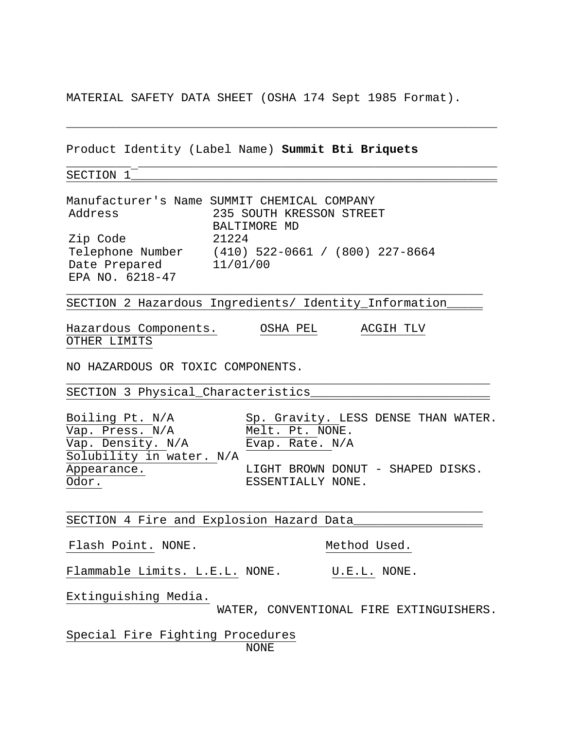MATERIAL SAFETY DATA SHEET (OSHA 174 Sept 1985 Format).

Product Identity (Label Name) **Summit Bti Briquets**

## SECTION 1

Manufacturer's Name SUMMIT CHEMICAL COMPANY

| | |
|---|---|
| Address | 235 SOUTH KRESSON STREET<br>BALTIMORE MD |
| Zip Code | 21224 |
| Telephone Number | (410) 522-0661 / (800) 227-8664 |
| Date Prepared | 11/01/00 |

EPA NO. 6218-47

## SECTION 2 Hazardous Ingredients/ Identity_Information

| Hazardous Components. | OSHA PEL | ACGIH TLV | OTHER LIMITS |
|---|---|---|---|

NO HAZARDOUS OR TOXIC COMPONENTS.

## SECTION 3 Physical_Characteristics

| | |
|---|---|
| Boiling Pt. N/A | Sp. Gravity. LESS DENSE THAN WATER. |
| Vap. Press. N/A | Melt. Pt. NONE. |
| Vap. Density. N/A | Evap. Rate. N/A |
| Solubility in water. N/A | |
| Appearance. | LIGHT BROWN DONUT - SHAPED DISKS. |
| Odor. | ESSENTIALLY NONE. |

## SECTION 4 Fire and Explosion Hazard Data

Flash Point. NONE. Method Used.

Flammable Limits. L.E.L. NONE. U.E.L. NONE.

Extinguishing Media.
WATER, CONVENTIONAL FIRE EXTINGUISHERS.

Special Fire Fighting Procedures
NONE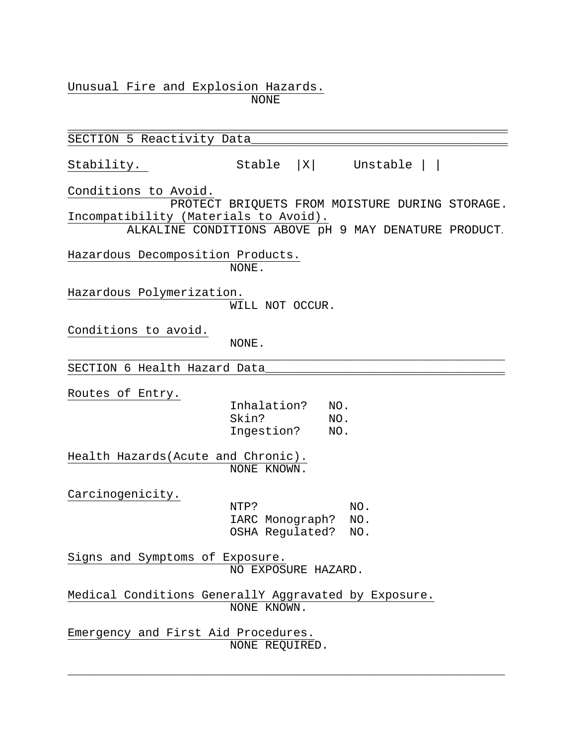Unusual Fire and Explosion Hazards.

NONE

---

## SECTION 5 Reactivity Data

Stability. Stable |X| Unstable | |

Conditions to Avoid.

PROTECT BRIQUETS FROM MOISTURE DURING STORAGE.

Incompatibility (Materials to Avoid).

ALKALINE CONDITIONS ABOVE pH 9 MAY DENATURE PRODUCT.

Hazardous Decomposition Products.

NONE.

Hazardous Polymerization.

WILL NOT OCCUR.

Conditions to avoid.

NONE.

---

## SECTION 6 Health Hazard Data

Routes of Entry.

Inhalation? NO.
Skin? NO.
Ingestion? NO.

Health Hazards(Acute and Chronic).

NONE KNOWN.

Carcinogenicity.

NTP? NO.
IARC Monograph? NO.
OSHA Regulated? NO.

Signs and Symptoms of Exposure.

NO EXPOSURE HAZARD.

Medical Conditions GenerallY Aggravated by Exposure.

NONE KNOWN.

Emergency and First Aid Procedures.

NONE REQUIRED.

---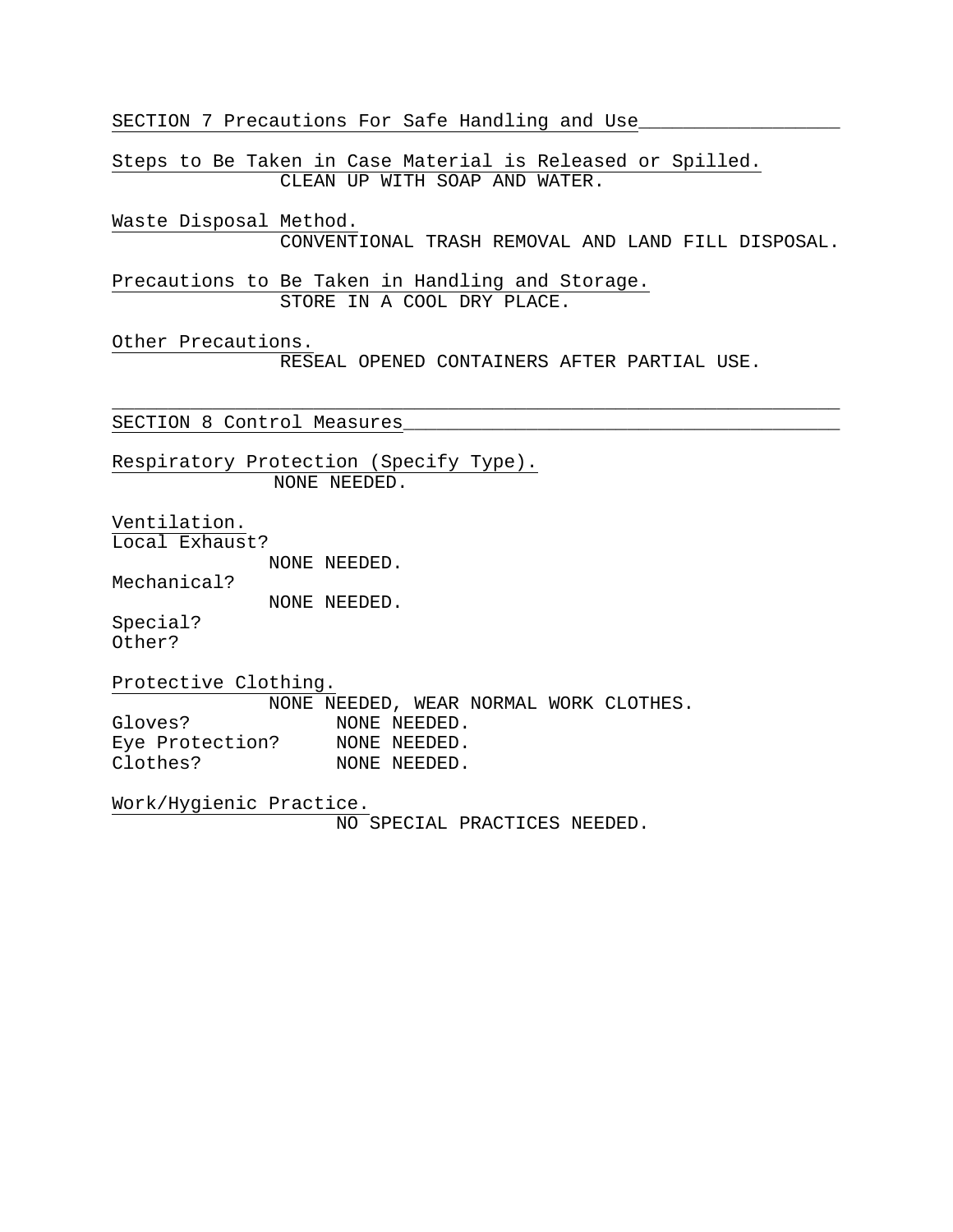## SECTION 7 Precautions For Safe Handling and Use

Steps to Be Taken in Case Material is Released or Spilled.

CLEAN UP WITH SOAP AND WATER.

Waste Disposal Method.

CONVENTIONAL TRASH REMOVAL AND LAND FILL DISPOSAL.

Precautions to Be Taken in Handling and Storage.

STORE IN A COOL DRY PLACE.

Other Precautions.

RESEAL OPENED CONTAINERS AFTER PARTIAL USE.

## SECTION 8 Control Measures

Respiratory Protection (Specify Type).

NONE NEEDED.

Ventilation.

Local Exhaust?

NONE NEEDED.

Mechanical?

NONE NEEDED.

Special?

Other?

Protective Clothing.

NONE NEEDED, WEAR NORMAL WORK CLOTHES.

| | |
|---|---|
| Gloves? | NONE NEEDED. |
| Eye Protection? | NONE NEEDED. |
| Clothes? | NONE NEEDED. |

Work/Hygienic Practice.

NO SPECIAL PRACTICES NEEDED.